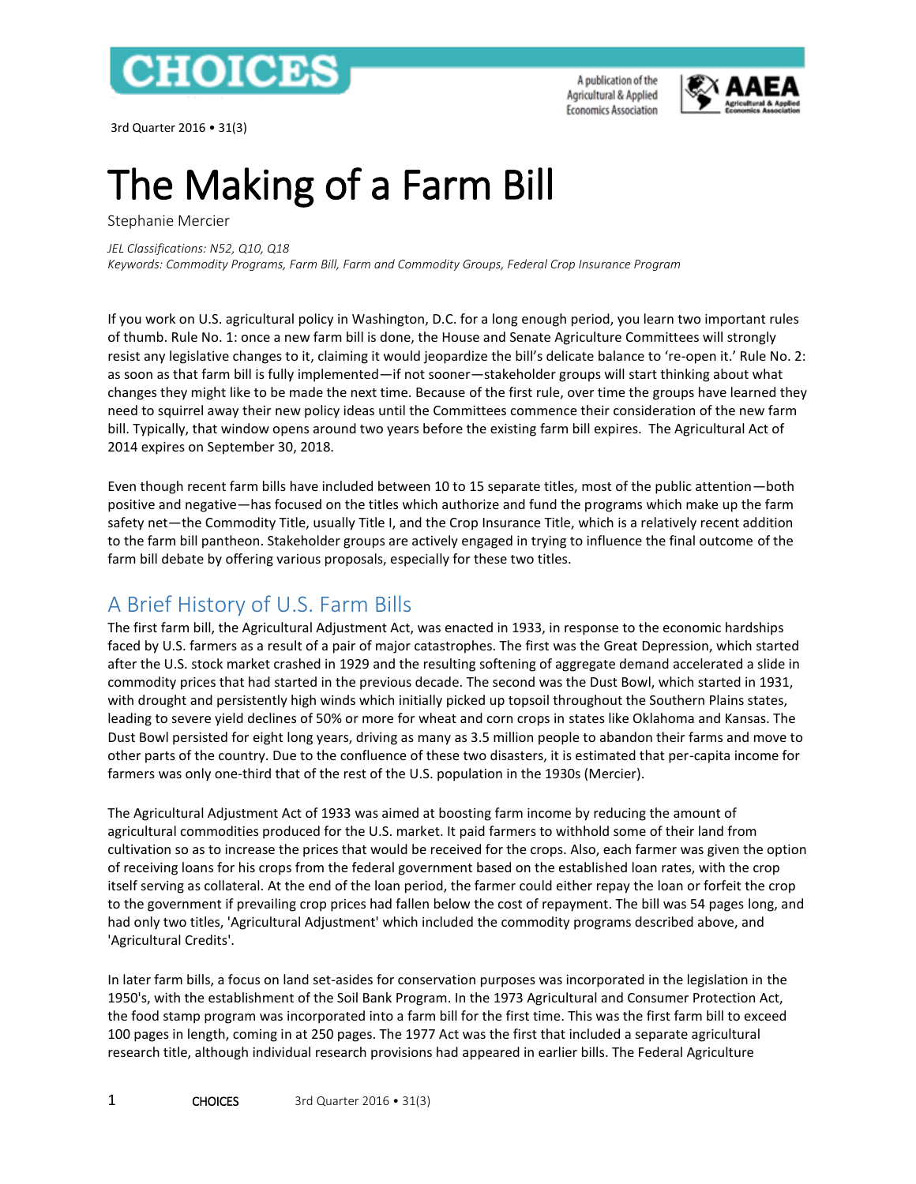# The Making of a Farm Bill

Stephanie Mercier

*JEL Classifications: N52, Q10, Q18*
*Keywords: Commodity Programs, Farm Bill, Farm and Commodity Groups, Federal Crop Insurance Program*

If you work on U.S. agricultural policy in Washington, D.C. for a long enough period, you learn two important rules of thumb. Rule No. 1: once a new farm bill is done, the House and Senate Agriculture Committees will strongly resist any legislative changes to it, claiming it would jeopardize the bill's delicate balance to 're-open it.' Rule No. 2: as soon as that farm bill is fully implemented—if not sooner—stakeholder groups will start thinking about what changes they might like to be made the next time. Because of the first rule, over time the groups have learned they need to squirrel away their new policy ideas until the Committees commence their consideration of the new farm bill. Typically, that window opens around two years before the existing farm bill expires. The Agricultural Act of 2014 expires on September 30, 2018.

Even though recent farm bills have included between 10 to 15 separate titles, most of the public attention—both positive and negative—has focused on the titles which authorize and fund the programs which make up the farm safety net—the Commodity Title, usually Title I, and the Crop Insurance Title, which is a relatively recent addition to the farm bill pantheon. Stakeholder groups are actively engaged in trying to influence the final outcome of the farm bill debate by offering various proposals, especially for these two titles.

## A Brief History of U.S. Farm Bills

The first farm bill, the Agricultural Adjustment Act, was enacted in 1933, in response to the economic hardships faced by U.S. farmers as a result of a pair of major catastrophes. The first was the Great Depression, which started after the U.S. stock market crashed in 1929 and the resulting softening of aggregate demand accelerated a slide in commodity prices that had started in the previous decade. The second was the Dust Bowl, which started in 1931, with drought and persistently high winds which initially picked up topsoil throughout the Southern Plains states, leading to severe yield declines of 50% or more for wheat and corn crops in states like Oklahoma and Kansas. The Dust Bowl persisted for eight long years, driving as many as 3.5 million people to abandon their farms and move to other parts of the country. Due to the confluence of these two disasters, it is estimated that per-capita income for farmers was only one-third that of the rest of the U.S. population in the 1930s (Mercier).

The Agricultural Adjustment Act of 1933 was aimed at boosting farm income by reducing the amount of agricultural commodities produced for the U.S. market. It paid farmers to withhold some of their land from cultivation so as to increase the prices that would be received for the crops. Also, each farmer was given the option of receiving loans for his crops from the federal government based on the established loan rates, with the crop itself serving as collateral. At the end of the loan period, the farmer could either repay the loan or forfeit the crop to the government if prevailing crop prices had fallen below the cost of repayment. The bill was 54 pages long, and had only two titles, 'Agricultural Adjustment' which included the commodity programs described above, and 'Agricultural Credits'.

In later farm bills, a focus on land set-asides for conservation purposes was incorporated in the legislation in the 1950's, with the establishment of the Soil Bank Program. In the 1973 Agricultural and Consumer Protection Act, the food stamp program was incorporated into a farm bill for the first time. This was the first farm bill to exceed 100 pages in length, coming in at 250 pages. The 1977 Act was the first that included a separate agricultural research title, although individual research provisions had appeared in earlier bills. The Federal Agriculture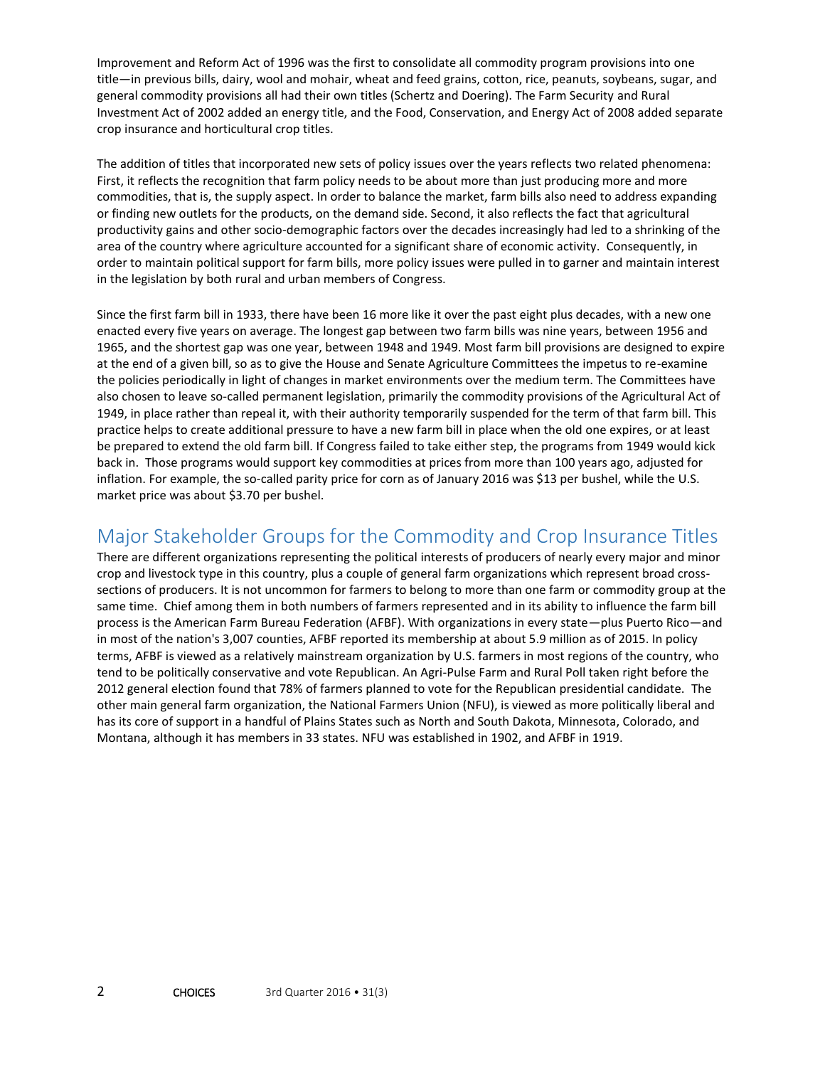Improvement and Reform Act of 1996 was the first to consolidate all commodity program provisions into one title—in previous bills, dairy, wool and mohair, wheat and feed grains, cotton, rice, peanuts, soybeans, sugar, and general commodity provisions all had their own titles (Schertz and Doering). The Farm Security and Rural Investment Act of 2002 added an energy title, and the Food, Conservation, and Energy Act of 2008 added separate crop insurance and horticultural crop titles.

The addition of titles that incorporated new sets of policy issues over the years reflects two related phenomena: First, it reflects the recognition that farm policy needs to be about more than just producing more and more commodities, that is, the supply aspect. In order to balance the market, farm bills also need to address expanding or finding new outlets for the products, on the demand side. Second, it also reflects the fact that agricultural productivity gains and other socio-demographic factors over the decades increasingly had led to a shrinking of the area of the country where agriculture accounted for a significant share of economic activity. Consequently, in order to maintain political support for farm bills, more policy issues were pulled in to garner and maintain interest in the legislation by both rural and urban members of Congress.

Since the first farm bill in 1933, there have been 16 more like it over the past eight plus decades, with a new one enacted every five years on average. The longest gap between two farm bills was nine years, between 1956 and 1965, and the shortest gap was one year, between 1948 and 1949. Most farm bill provisions are designed to expire at the end of a given bill, so as to give the House and Senate Agriculture Committees the impetus to re-examine the policies periodically in light of changes in market environments over the medium term. The Committees have also chosen to leave so-called permanent legislation, primarily the commodity provisions of the Agricultural Act of 1949, in place rather than repeal it, with their authority temporarily suspended for the term of that farm bill. This practice helps to create additional pressure to have a new farm bill in place when the old one expires, or at least be prepared to extend the old farm bill. If Congress failed to take either step, the programs from 1949 would kick back in. Those programs would support key commodities at prices from more than 100 years ago, adjusted for inflation. For example, the so-called parity price for corn as of January 2016 was $13 per bushel, while the U.S. market price was about $3.70 per bushel.

## Major Stakeholder Groups for the Commodity and Crop Insurance Titles

There are different organizations representing the political interests of producers of nearly every major and minor crop and livestock type in this country, plus a couple of general farm organizations which represent broad cross-sections of producers. It is not uncommon for farmers to belong to more than one farm or commodity group at the same time. Chief among them in both numbers of farmers represented and in its ability to influence the farm bill process is the American Farm Bureau Federation (AFBF). With organizations in every state—plus Puerto Rico—and in most of the nation's 3,007 counties, AFBF reported its membership at about 5.9 million as of 2015. In policy terms, AFBF is viewed as a relatively mainstream organization by U.S. farmers in most regions of the country, who tend to be politically conservative and vote Republican. An Agri-Pulse Farm and Rural Poll taken right before the 2012 general election found that 78% of farmers planned to vote for the Republican presidential candidate. The other main general farm organization, the National Farmers Union (NFU), is viewed as more politically liberal and has its core of support in a handful of Plains States such as North and South Dakota, Minnesota, Colorado, and Montana, although it has members in 33 states. NFU was established in 1902, and AFBF in 1919.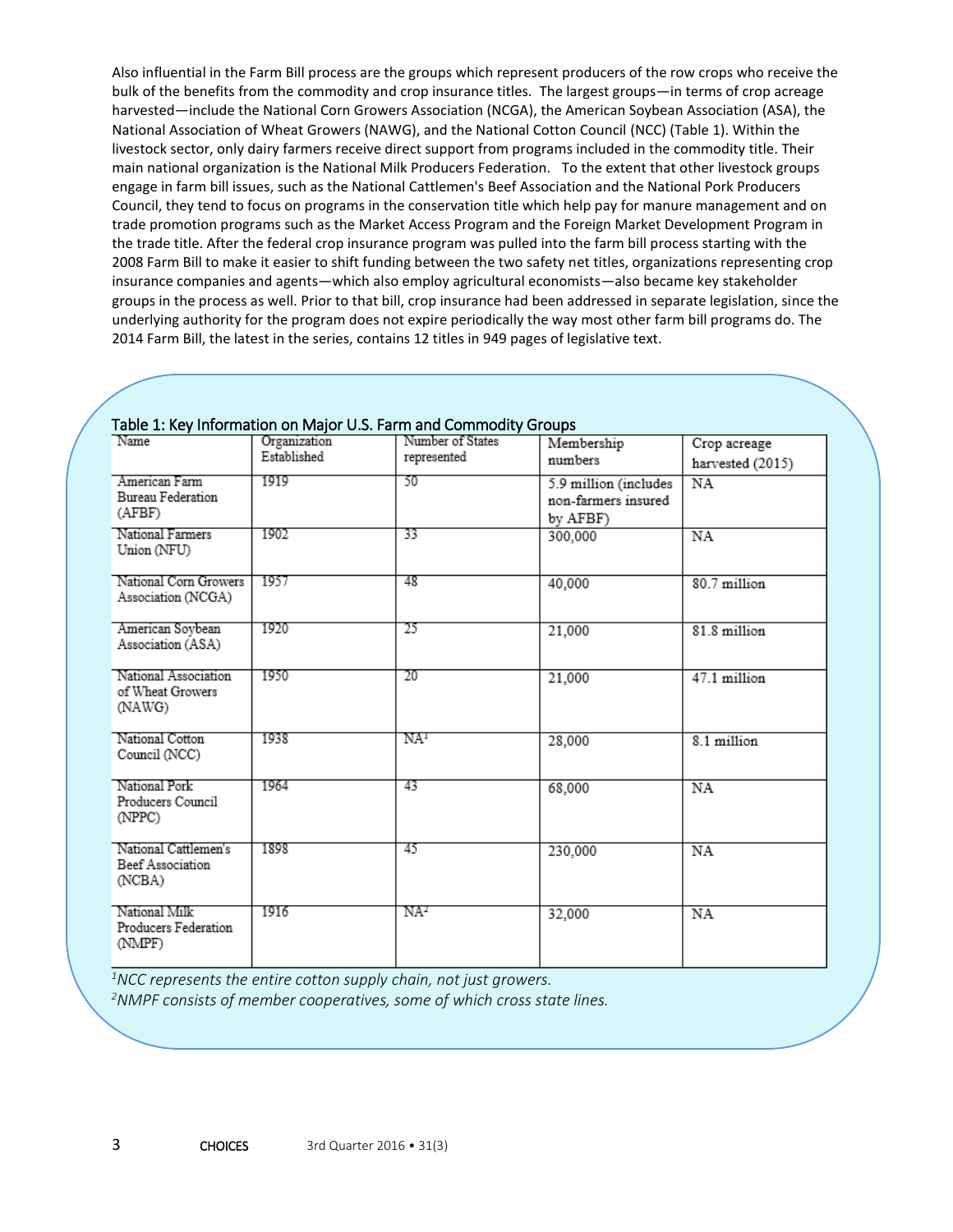Also influential in the Farm Bill process are the groups which represent producers of the row crops who receive the bulk of the benefits from the commodity and crop insurance titles. The largest groups—in terms of crop acreage harvested—include the National Corn Growers Association (NCGA), the American Soybean Association (ASA), the National Association of Wheat Growers (NAWG), and the National Cotton Council (NCC) (Table 1). Within the livestock sector, only dairy farmers receive direct support from programs included in the commodity title. Their main national organization is the National Milk Producers Federation. To the extent that other livestock groups engage in farm bill issues, such as the National Cattlemen's Beef Association and the National Pork Producers Council, they tend to focus on programs in the conservation title which help pay for manure management and on trade promotion programs such as the Market Access Program and the Foreign Market Development Program in the trade title. After the federal crop insurance program was pulled into the farm bill process starting with the 2008 Farm Bill to make it easier to shift funding between the two safety net titles, organizations representing crop insurance companies and agents—which also employ agricultural economists—also became key stakeholder groups in the process as well. Prior to that bill, crop insurance had been addressed in separate legislation, since the underlying authority for the program does not expire periodically the way most other farm bill programs do. The 2014 Farm Bill, the latest in the series, contains 12 titles in 949 pages of legislative text.

Table 1: Key Information on Major U.S. Farm and Commodity Groups

| Name | Organization Established | Number of States represented | Membership numbers | Crop acreage harvested (2015) |
|---|---|---|---|---|
| American Farm Bureau Federation (AFBF) | 1919 | 50 | 5.9 million (includes non-farmers insured by AFBF) | NA |
| National Farmers Union (NFU) | 1902 | 33 | 300,000 | NA |
| National Corn Growers Association (NCGA) | 1957 | 48 | 40,000 | 80.7 million |
| American Soybean Association (ASA) | 1920 | 25 | 21,000 | 81.8 million |
| National Association of Wheat Growers (NAWG) | 1950 | 20 | 21,000 | 47.1 million |
| National Cotton Council (NCC) | 1938 | NA[1] | 28,000 | 8.1 million |
| National Pork Producers Council (NPPC) | 1964 | 43 | 68,000 | NA |
| National Cattlemen's Beef Association (NCBA) | 1898 | 45 | 230,000 | NA |
| National Milk Producers Federation (NMPF) | 1916 | NA[2] | 32,000 | NA |

*[1]NCC represents the entire cotton supply chain, not just growers.*
*[2]NMPF consists of member cooperatives, some of which cross state lines.*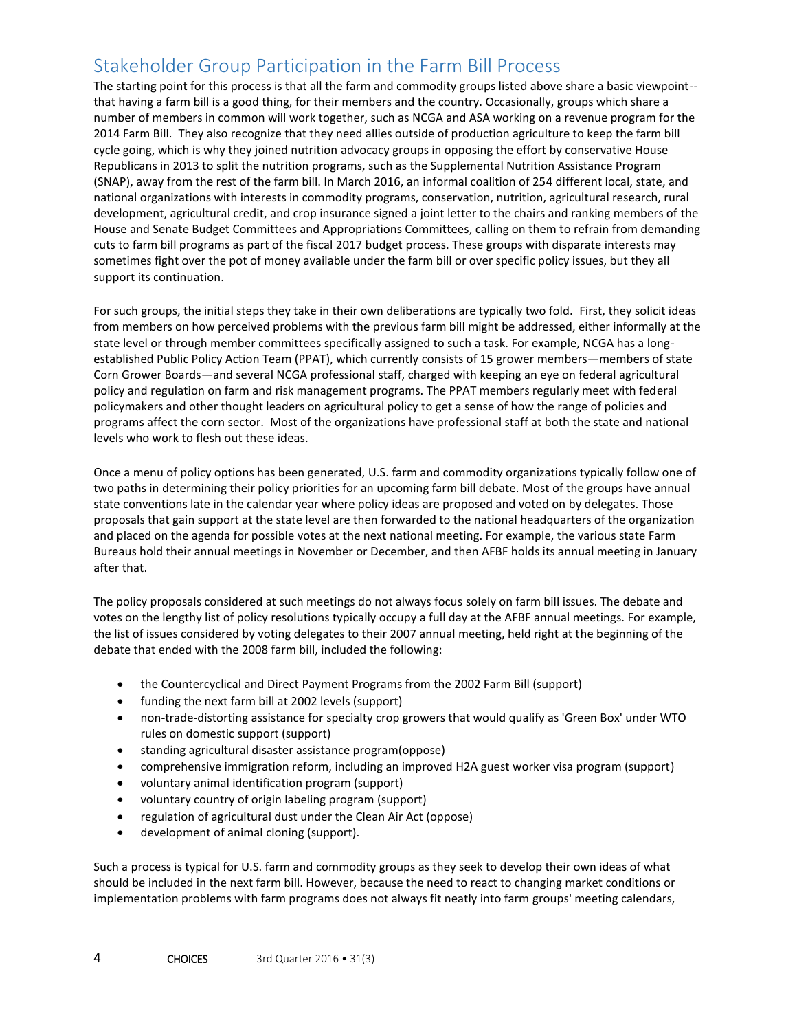## Stakeholder Group Participation in the Farm Bill Process

The starting point for this process is that all the farm and commodity groups listed above share a basic viewpoint--that having a farm bill is a good thing, for their members and the country. Occasionally, groups which share a number of members in common will work together, such as NCGA and ASA working on a revenue program for the 2014 Farm Bill. They also recognize that they need allies outside of production agriculture to keep the farm bill cycle going, which is why they joined nutrition advocacy groups in opposing the effort by conservative House Republicans in 2013 to split the nutrition programs, such as the Supplemental Nutrition Assistance Program (SNAP), away from the rest of the farm bill. In March 2016, an informal coalition of 254 different local, state, and national organizations with interests in commodity programs, conservation, nutrition, agricultural research, rural development, agricultural credit, and crop insurance signed a joint letter to the chairs and ranking members of the House and Senate Budget Committees and Appropriations Committees, calling on them to refrain from demanding cuts to farm bill programs as part of the fiscal 2017 budget process. These groups with disparate interests may sometimes fight over the pot of money available under the farm bill or over specific policy issues, but they all support its continuation.

For such groups, the initial steps they take in their own deliberations are typically two fold. First, they solicit ideas from members on how perceived problems with the previous farm bill might be addressed, either informally at the state level or through member committees specifically assigned to such a task. For example, NCGA has a long-established Public Policy Action Team (PPAT), which currently consists of 15 grower members—members of state Corn Grower Boards—and several NCGA professional staff, charged with keeping an eye on federal agricultural policy and regulation on farm and risk management programs. The PPAT members regularly meet with federal policymakers and other thought leaders on agricultural policy to get a sense of how the range of policies and programs affect the corn sector. Most of the organizations have professional staff at both the state and national levels who work to flesh out these ideas.

Once a menu of policy options has been generated, U.S. farm and commodity organizations typically follow one of two paths in determining their policy priorities for an upcoming farm bill debate. Most of the groups have annual state conventions late in the calendar year where policy ideas are proposed and voted on by delegates. Those proposals that gain support at the state level are then forwarded to the national headquarters of the organization and placed on the agenda for possible votes at the next national meeting. For example, the various state Farm Bureaus hold their annual meetings in November or December, and then AFBF holds its annual meeting in January after that.

The policy proposals considered at such meetings do not always focus solely on farm bill issues. The debate and votes on the lengthy list of policy resolutions typically occupy a full day at the AFBF annual meetings. For example, the list of issues considered by voting delegates to their 2007 annual meeting, held right at the beginning of the debate that ended with the 2008 farm bill, included the following:

- the Countercyclical and Direct Payment Programs from the 2002 Farm Bill (support)
- funding the next farm bill at 2002 levels (support)
- non-trade-distorting assistance for specialty crop growers that would qualify as 'Green Box' under WTO rules on domestic support (support)
- standing agricultural disaster assistance program(oppose)
- comprehensive immigration reform, including an improved H2A guest worker visa program (support)
- voluntary animal identification program (support)
- voluntary country of origin labeling program (support)
- regulation of agricultural dust under the Clean Air Act (oppose)
- development of animal cloning (support).

Such a process is typical for U.S. farm and commodity groups as they seek to develop their own ideas of what should be included in the next farm bill. However, because the need to react to changing market conditions or implementation problems with farm programs does not always fit neatly into farm groups' meeting calendars,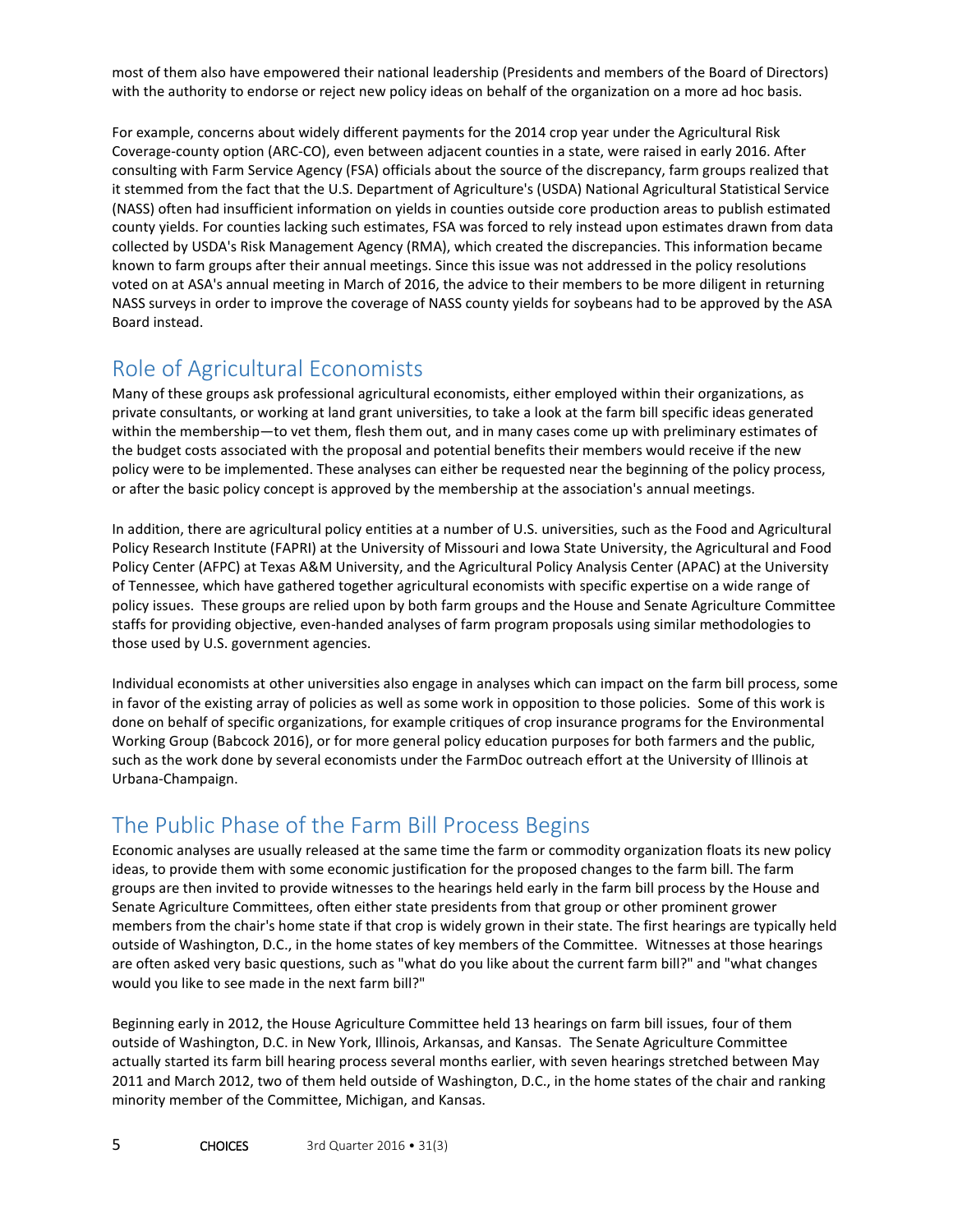most of them also have empowered their national leadership (Presidents and members of the Board of Directors) with the authority to endorse or reject new policy ideas on behalf of the organization on a more ad hoc basis.

For example, concerns about widely different payments for the 2014 crop year under the Agricultural Risk Coverage-county option (ARC-CO), even between adjacent counties in a state, were raised in early 2016. After consulting with Farm Service Agency (FSA) officials about the source of the discrepancy, farm groups realized that it stemmed from the fact that the U.S. Department of Agriculture's (USDA) National Agricultural Statistical Service (NASS) often had insufficient information on yields in counties outside core production areas to publish estimated county yields. For counties lacking such estimates, FSA was forced to rely instead upon estimates drawn from data collected by USDA's Risk Management Agency (RMA), which created the discrepancies. This information became known to farm groups after their annual meetings. Since this issue was not addressed in the policy resolutions voted on at ASA's annual meeting in March of 2016, the advice to their members to be more diligent in returning NASS surveys in order to improve the coverage of NASS county yields for soybeans had to be approved by the ASA Board instead.

## Role of Agricultural Economists

Many of these groups ask professional agricultural economists, either employed within their organizations, as private consultants, or working at land grant universities, to take a look at the farm bill specific ideas generated within the membership—to vet them, flesh them out, and in many cases come up with preliminary estimates of the budget costs associated with the proposal and potential benefits their members would receive if the new policy were to be implemented. These analyses can either be requested near the beginning of the policy process, or after the basic policy concept is approved by the membership at the association's annual meetings.

In addition, there are agricultural policy entities at a number of U.S. universities, such as the Food and Agricultural Policy Research Institute (FAPRI) at the University of Missouri and Iowa State University, the Agricultural and Food Policy Center (AFPC) at Texas A&M University, and the Agricultural Policy Analysis Center (APAC) at the University of Tennessee, which have gathered together agricultural economists with specific expertise on a wide range of policy issues. These groups are relied upon by both farm groups and the House and Senate Agriculture Committee staffs for providing objective, even-handed analyses of farm program proposals using similar methodologies to those used by U.S. government agencies.

Individual economists at other universities also engage in analyses which can impact on the farm bill process, some in favor of the existing array of policies as well as some work in opposition to those policies. Some of this work is done on behalf of specific organizations, for example critiques of crop insurance programs for the Environmental Working Group (Babcock 2016), or for more general policy education purposes for both farmers and the public, such as the work done by several economists under the FarmDoc outreach effort at the University of Illinois at Urbana-Champaign.

## The Public Phase of the Farm Bill Process Begins

Economic analyses are usually released at the same time the farm or commodity organization floats its new policy ideas, to provide them with some economic justification for the proposed changes to the farm bill. The farm groups are then invited to provide witnesses to the hearings held early in the farm bill process by the House and Senate Agriculture Committees, often either state presidents from that group or other prominent grower members from the chair's home state if that crop is widely grown in their state. The first hearings are typically held outside of Washington, D.C., in the home states of key members of the Committee. Witnesses at those hearings are often asked very basic questions, such as "what do you like about the current farm bill?" and "what changes would you like to see made in the next farm bill?"

Beginning early in 2012, the House Agriculture Committee held 13 hearings on farm bill issues, four of them outside of Washington, D.C. in New York, Illinois, Arkansas, and Kansas. The Senate Agriculture Committee actually started its farm bill hearing process several months earlier, with seven hearings stretched between May 2011 and March 2012, two of them held outside of Washington, D.C., in the home states of the chair and ranking minority member of the Committee, Michigan, and Kansas.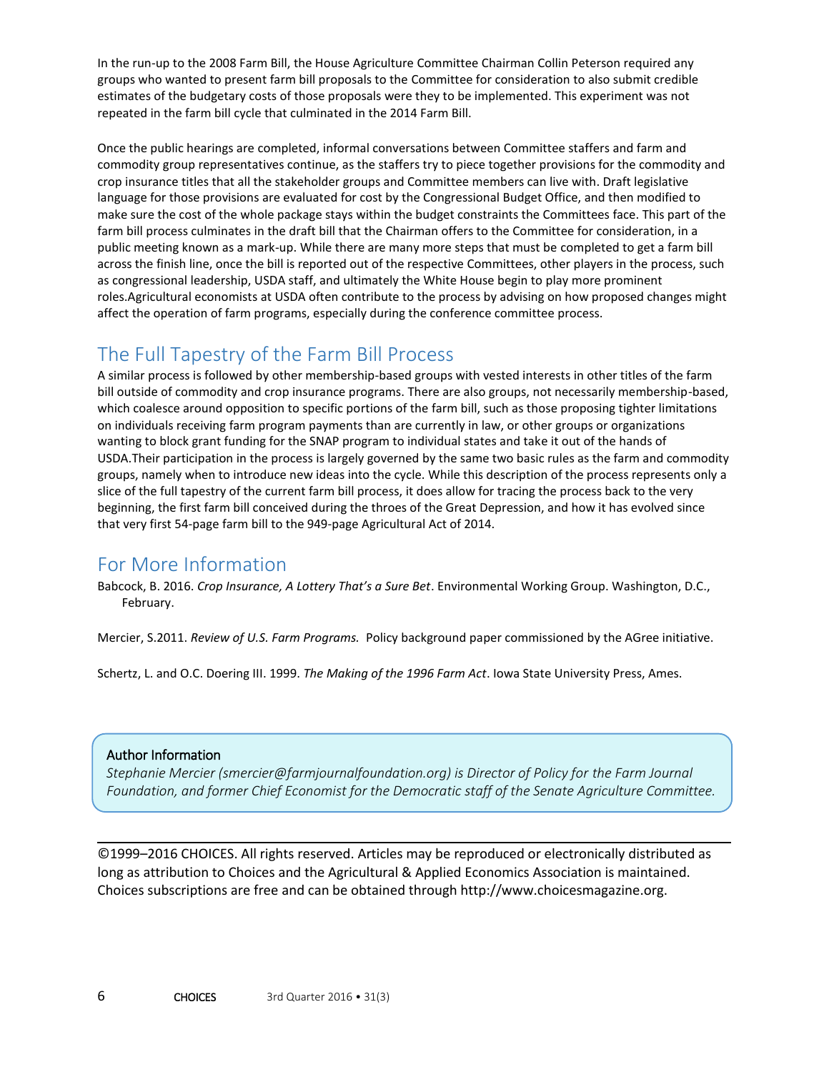In the run-up to the 2008 Farm Bill, the House Agriculture Committee Chairman Collin Peterson required any groups who wanted to present farm bill proposals to the Committee for consideration to also submit credible estimates of the budgetary costs of those proposals were they to be implemented. This experiment was not repeated in the farm bill cycle that culminated in the 2014 Farm Bill.

Once the public hearings are completed, informal conversations between Committee staffers and farm and commodity group representatives continue, as the staffers try to piece together provisions for the commodity and crop insurance titles that all the stakeholder groups and Committee members can live with. Draft legislative language for those provisions are evaluated for cost by the Congressional Budget Office, and then modified to make sure the cost of the whole package stays within the budget constraints the Committees face. This part of the farm bill process culminates in the draft bill that the Chairman offers to the Committee for consideration, in a public meeting known as a mark-up. While there are many more steps that must be completed to get a farm bill across the finish line, once the bill is reported out of the respective Committees, other players in the process, such as congressional leadership, USDA staff, and ultimately the White House begin to play more prominent roles.Agricultural economists at USDA often contribute to the process by advising on how proposed changes might affect the operation of farm programs, especially during the conference committee process.

## The Full Tapestry of the Farm Bill Process

A similar process is followed by other membership-based groups with vested interests in other titles of the farm bill outside of commodity and crop insurance programs. There are also groups, not necessarily membership-based, which coalesce around opposition to specific portions of the farm bill, such as those proposing tighter limitations on individuals receiving farm program payments than are currently in law, or other groups or organizations wanting to block grant funding for the SNAP program to individual states and take it out of the hands of USDA.Their participation in the process is largely governed by the same two basic rules as the farm and commodity groups, namely when to introduce new ideas into the cycle. While this description of the process represents only a slice of the full tapestry of the current farm bill process, it does allow for tracing the process back to the very beginning, the first farm bill conceived during the throes of the Great Depression, and how it has evolved since that very first 54-page farm bill to the 949-page Agricultural Act of 2014.

## For More Information

Babcock, B. 2016. *Crop Insurance, A Lottery That's a Sure Bet*. Environmental Working Group. Washington, D.C., February.

Mercier, S.2011. *Review of U.S. Farm Programs.* Policy background paper commissioned by the AGree initiative.

Schertz, L. and O.C. Doering III. 1999. *The Making of the 1996 Farm Act*. Iowa State University Press, Ames.

**Author Information**

*Stephanie Mercier (smercier@farmjournalfoundation.org) is Director of Policy for the Farm Journal Foundation, and former Chief Economist for the Democratic staff of the Senate Agriculture Committee.*

©1999–2016 CHOICES. All rights reserved. Articles may be reproduced or electronically distributed as long as attribution to Choices and the Agricultural & Applied Economics Association is maintained. Choices subscriptions are free and can be obtained through http://www.choicesmagazine.org.